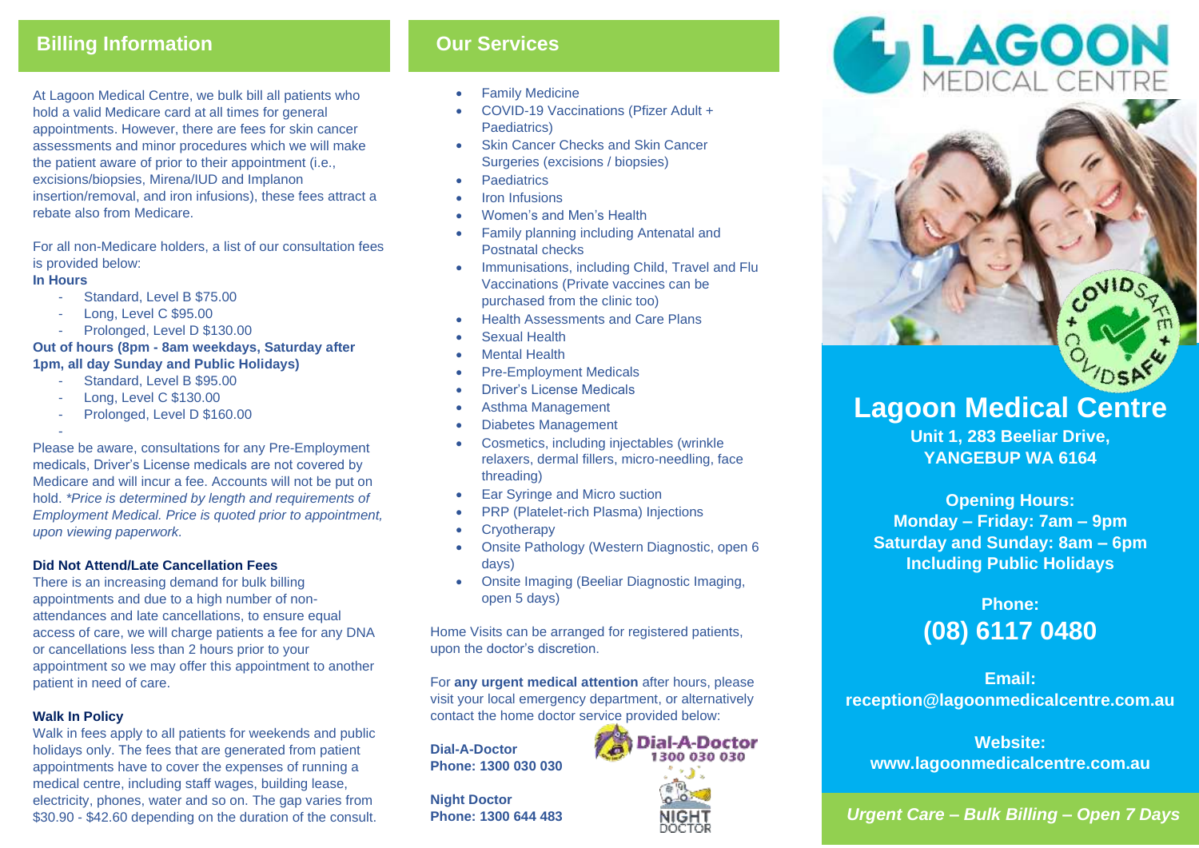## Billing Information

At Lagoon Medical Centre, we bulk bill all patients who hold a valid Medicare card at all times for general appointments. However, there are fees for skin cancer assessments and minor procedures which we will make the patient aware of prior to their appointment (i.e., excisions/biopsies, Mirena/IUD and Implanon insertion/removal, and iron infusions), these fees attract a rebate also from Medicare.

For all non-Medicare holders, a list of our consultation fees is provided below:

**In Hours**

- Standard, Level B $75.00
- Long, Level C $95.00
- Prolonged, Level D $130.00

**Out of hours (8pm - 8am weekdays, Saturday after 1pm, all day Sunday and Public Holidays)**

- Standard, Level B $95.00
- Long, Level C $130.00
- Prolonged, Level D $160.00

Please be aware, consultations for any Pre-Employment medicals, Driver's License medicals are not covered by Medicare and will incur a fee. Accounts will not be put on hold. *\*Price is determined by length and requirements of Employment Medical. Price is quoted prior to appointment, upon viewing paperwork.*

**Did Not Attend/Late Cancellation Fees**

There is an increasing demand for bulk billing appointments and due to a high number of non-attendances and late cancellations, to ensure equal access of care, we will charge patients a fee for any DNA or cancellations less than 2 hours prior to your appointment so we may offer this appointment to another patient in need of care.

**Walk In Policy**

Walk in fees apply to all patients for weekends and public holidays only. The fees that are generated from patient appointments have to cover the expenses of running a medical centre, including staff wages, building lease, electricity, phones, water and so on. The gap varies from $30.90 - $42.60 depending on the duration of the consult.

## Our Services

- Family Medicine
- COVID-19 Vaccinations (Pfizer Adult + Paediatrics)
- Skin Cancer Checks and Skin Cancer Surgeries (excisions / biopsies)
- Paediatrics
- Iron Infusions
- Women's and Men's Health
- Family planning including Antenatal and Postnatal checks
- Immunisations, including Child, Travel and Flu Vaccinations (Private vaccines can be purchased from the clinic too)
- Health Assessments and Care Plans
- Sexual Health
- Mental Health
- Pre-Employment Medicals
- Driver's License Medicals
- Asthma Management
- Diabetes Management
- Cosmetics, including injectables (wrinkle relaxers, dermal fillers, micro-needling, face threading)
- Ear Syringe and Micro suction
- PRP (Platelet-rich Plasma) Injections
- Cryotherapy
- Onsite Pathology (Western Diagnostic, open 6 days)
- Onsite Imaging (Beeliar Diagnostic Imaging, open 5 days)

Home Visits can be arranged for registered patients, upon the doctor's discretion.

For **any urgent medical attention** after hours, please visit your local emergency department, or alternatively contact the home doctor service provided below:

**Dial-A-Doctor**
**Phone: 1300 030 030**

**Night Doctor**
**Phone: 1300 644 483**

LAGOON MEDICAL CENTRE

# Lagoon Medical Centre

**Unit 1, 283 Beeliar Drive, YANGEBUP WA 6164**

**Opening Hours:**
**Monday – Friday: 7am – 9pm**
**Saturday and Sunday: 8am – 6pm**
**Including Public Holidays**

**Phone:**
**(08) 6117 0480**

**Email:**
**reception@lagoonmedicalcentre.com.au**

**Website:**
**www.lagoonmedicalcentre.com.au**

***Urgent Care – Bulk Billing – Open 7 Days***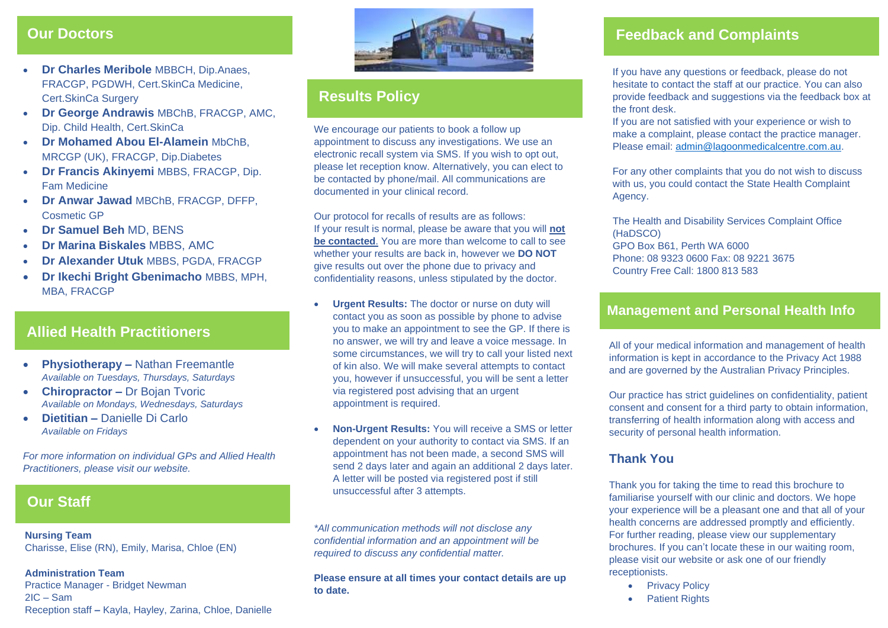## Our Doctors

- **Dr Charles Meribole** MBBCH, Dip.Anaes, FRACGP, PGDWH, Cert.SkinCa Medicine, Cert.SkinCa Surgery
- **Dr George Andrawis** MBChB, FRACGP, AMC, Dip. Child Health, Cert.SkinCa
- **Dr Mohamed Abou El-Alamein** MbChB, MRCGP (UK), FRACGP, Dip.Diabetes
- **Dr Francis Akinyemi** MBBS, FRACGP, Dip. Fam Medicine
- **Dr Anwar Jawad** MBChB, FRACGP, DFFP, Cosmetic GP
- **Dr Samuel Beh** MD, BENS
- **Dr Marina Biskales** MBBS, AMC
- **Dr Alexander Utuk** MBBS, PGDA, FRACGP
- **Dr Ikechi Bright Gbenimacho** MBBS, MPH, MBA, FRACGP

## Allied Health Practitioners

- **Physiotherapy –** Nathan Freemantle
  *Available on Tuesdays, Thursdays, Saturdays*
- **Chiropractor –** Dr Bojan Tvoric
  *Available on Mondays, Wednesdays, Saturdays*
- **Dietitian –** Danielle Di Carlo
  *Available on Fridays*

*For more information on individual GPs and Allied Health Practitioners, please visit our website.*

## Our Staff

**Nursing Team**
Charisse, Elise (RN), Emily, Marisa, Chloe (EN)

**Administration Team**
Practice Manager - Bridget Newman
2IC – Sam
Reception staff **–** Kayla, Hayley, Zarina, Chloe, Danielle

## Results Policy

We encourage our patients to book a follow up appointment to discuss any investigations. We use an electronic recall system via SMS. If you wish to opt out, please let reception know. Alternatively, you can elect to be contacted by phone/mail. All communications are documented in your clinical record.

Our protocol for recalls of results are as follows:
If your result is normal, please be aware that you will **not be contacted**. You are more than welcome to call to see whether your results are back in, however we **DO NOT** give results out over the phone due to privacy and confidentiality reasons, unless stipulated by the doctor.

- **Urgent Results:** The doctor or nurse on duty will contact you as soon as possible by phone to advise you to make an appointment to see the GP. If there is no answer, we will try and leave a voice message. In some circumstances, we will try to call your listed next of kin also. We will make several attempts to contact you, however if unsuccessful, you will be sent a letter via registered post advising that an urgent appointment is required.

- **Non-Urgent Results:** You will receive a SMS or letter dependent on your authority to contact via SMS. If an appointment has not been made, a second SMS will send 2 days later and again an additional 2 days later. A letter will be posted via registered post if still unsuccessful after 3 attempts.

*\*All communication methods will not disclose any confidential information and an appointment will be required to discuss any confidential matter.*

**Please ensure at all times your contact details are up to date.**

## Feedback and Complaints

If you have any questions or feedback, please do not hesitate to contact the staff at our practice. You can also provide feedback and suggestions via the feedback box at the front desk.
If you are not satisfied with your experience or wish to make a complaint, please contact the practice manager. Please email: admin@lagoonmedicalcentre.com.au.

For any other complaints that you do not wish to discuss with us, you could contact the State Health Complaint Agency.

The Health and Disability Services Complaint Office (HaDSCO)
GPO Box B61, Perth WA 6000
Phone: 08 9323 0600 Fax: 08 9221 3675
Country Free Call: 1800 813 583

## Management and Personal Health Info

All of your medical information and management of health information is kept in accordance to the Privacy Act 1988 and are governed by the Australian Privacy Principles.

Our practice has strict guidelines on confidentiality, patient consent and consent for a third party to obtain information, transferring of health information along with access and security of personal health information.

### Thank You

Thank you for taking the time to read this brochure to familiarise yourself with our clinic and doctors. We hope your experience will be a pleasant one and that all of your health concerns are addressed promptly and efficiently. For further reading, please view our supplementary brochures. If you can't locate these in our waiting room, please visit our website or ask one of our friendly receptionists.

- Privacy Policy
- Patient Rights